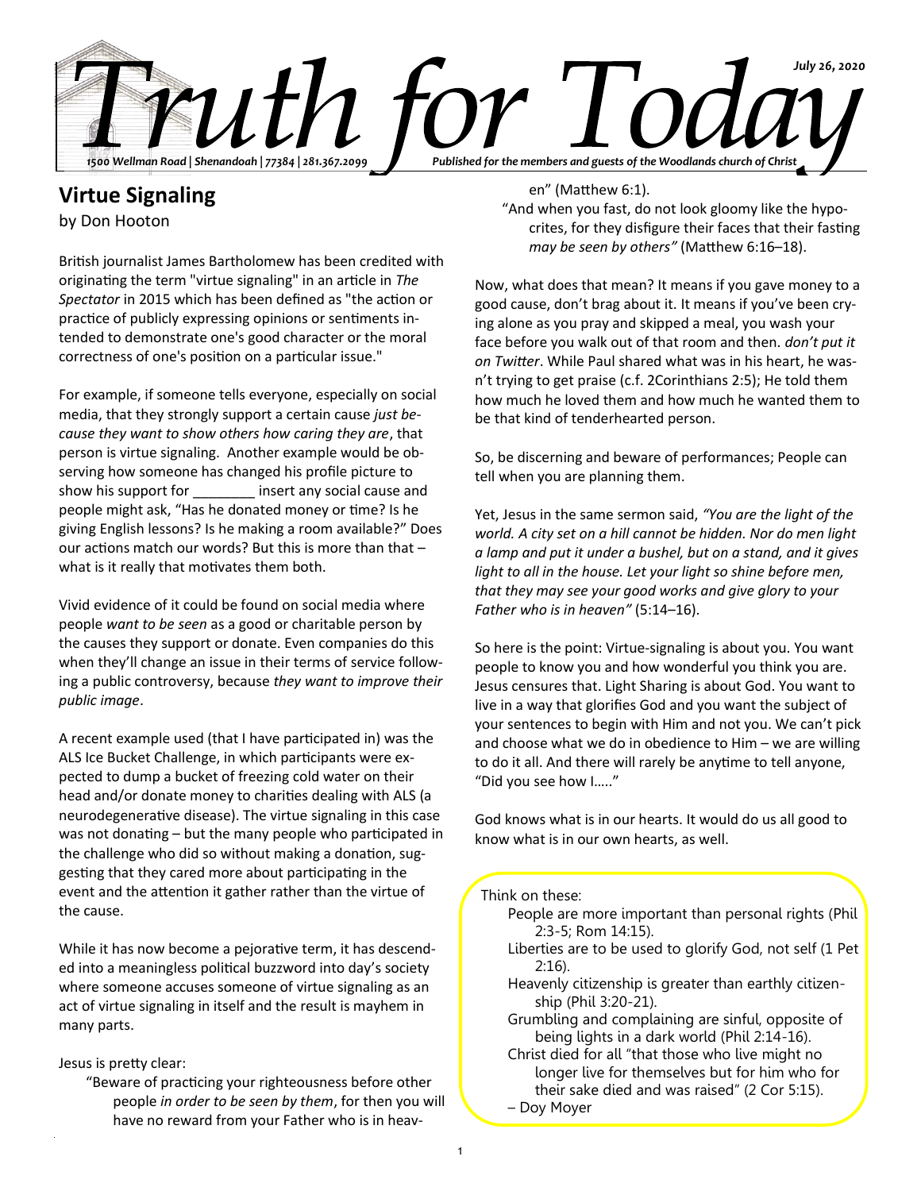# Truth for Today

July 26, 2020

1500 Wellman Road | Shenandoah | 77384 | 281.367.2099

Published for the members and guests of the Woodlands church of Christ

## Virtue Signaling

by Don Hooton

British journalist James Bartholomew has been credited with originating the term "virtue signaling" in an article in *The Spectator* in 2015 which has been defined as "the action or practice of publicly expressing opinions or sentiments intended to demonstrate one's good character or the moral correctness of one's position on a particular issue."

For example, if someone tells everyone, especially on social media, that they strongly support a certain cause *just because they want to show others how caring they are*, that person is virtue signaling. Another example would be observing how someone has changed his profile picture to show his support for ________ insert any social cause and people might ask, "Has he donated money or time? Is he giving English lessons? Is he making a room available?" Does our actions match our words? But this is more than that – what is it really that motivates them both.

Vivid evidence of it could be found on social media where people *want to be seen* as a good or charitable person by the causes they support or donate. Even companies do this when they'll change an issue in their terms of service following a public controversy, because *they want to improve their public image*.

A recent example used (that I have participated in) was the ALS Ice Bucket Challenge, in which participants were expected to dump a bucket of freezing cold water on their head and/or donate money to charities dealing with ALS (a neurodegenerative disease). The virtue signaling in this case was not donating – but the many people who participated in the challenge who did so without making a donation, suggesting that they cared more about participating in the event and the attention it gather rather than the virtue of the cause.

While it has now become a pejorative term, it has descended into a meaningless political buzzword into day's society where someone accuses someone of virtue signaling as an act of virtue signaling in itself and the result is mayhem in many parts.

Jesus is pretty clear:

> "Beware of practicing your righteousness before other people *in order to be seen by them*, for then you will have no reward from your Father who is in heaven" (Matthew 6:1).
>
> "And when you fast, do not look gloomy like the hypocrites, for they disfigure their faces that their fasting *may be seen by others"* (Matthew 6:16–18).

Now, what does that mean? It means if you gave money to a good cause, don't brag about it. It means if you've been crying alone as you pray and skipped a meal, you wash your face before you walk out of that room and then. *don't put it on Twitter*. While Paul shared what was in his heart, he wasn't trying to get praise (c.f. 2Corinthians 2:5); He told them how much he loved them and how much he wanted them to be that kind of tenderhearted person.

So, be discerning and beware of performances; People can tell when you are planning them.

Yet, Jesus in the same sermon said, *"You are the light of the world. A city set on a hill cannot be hidden. Nor do men light a lamp and put it under a bushel, but on a stand, and it gives light to all in the house. Let your light so shine before men, that they may see your good works and give glory to your Father who is in heaven"* (5:14–16).

So here is the point: Virtue-signaling is about you. You want people to know you and how wonderful you think you are. Jesus censures that. Light Sharing is about God. You want to live in a way that glorifies God and you want the subject of your sentences to begin with Him and not you. We can't pick and choose what we do in obedience to Him – we are willing to do it all. And there will rarely be anytime to tell anyone, "Did you see how I….."

God knows what is in our hearts. It would do us all good to know what is in our own hearts, as well.

---

Think on these:

- People are more important than personal rights (Phil 2:3-5; Rom 14:15).
- Liberties are to be used to glorify God, not self (1 Pet 2:16).
- Heavenly citizenship is greater than earthly citizenship (Phil 3:20-21).
- Grumbling and complaining are sinful, opposite of being lights in a dark world (Phil 2:14-16).
- Christ died for all "that those who live might no longer live for themselves but for him who for their sake died and was raised" (2 Cor 5:15).

– Doy Moyer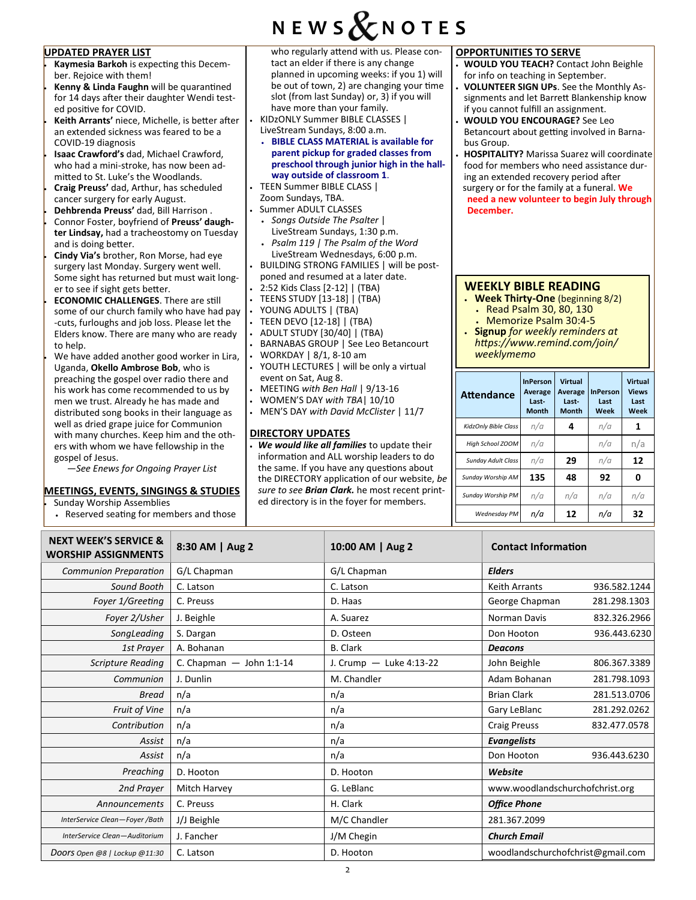# NEWS & NOTES

## UPDATED PRAYER LIST

- **Kaymesia Barkoh** is expecting this December. Rejoice with them!
- **Kenny & Linda Faughn** will be quarantined for 14 days after their daughter Wendi tested positive for COVID.
- **Keith Arrants'** niece, Michelle, is better after an extended sickness was feared to be a COVID-19 diagnosis
- **Isaac Crawford's** dad, Michael Crawford, who had a mini-stroke, has now been admitted to St. Luke's the Woodlands.
- **Craig Preuss'** dad, Arthur, has scheduled cancer surgery for early August.
- **Dehbrenda Preuss'** dad, Bill Harrison .
- Connor Foster, boyfriend of **Preuss' daughter Lindsay,** had a tracheostomy on Tuesday and is doing better.
- **Cindy Via's** brother, Ron Morse, had eye surgery last Monday. Surgery went well. Some sight has returned but must wait longer to see if sight gets better.
- **ECONOMIC CHALLENGES**. There are still some of our church family who have had pay-cuts, furloughs and job loss. Please let the Elders know. There are many who are ready to help.
- We have added another good worker in Lira, Uganda, **Okello Ambrose Bob**, who is preaching the gospel over radio there and his work has come recommended to us by men we trust. Already he has made and distributed song books in their language as well as dried grape juice for Communion with many churches. Keep him and the others with whom we have fellowship in the gospel of Jesus.

*—See Enews for Ongoing Prayer List*

## MEETINGS, EVENTS, SINGINGS & STUDIES

- Sunday Worship Assemblies
  - Reserved seating for members and those who regularly attend with us. Please contact an elder if there is any change planned in upcoming weeks: if you 1) will be out of town, 2) are changing your time slot (from last Sunday) or, 3) if you will have more than your family.
- KIDzONLY Summer BIBLE CLASSES | LiveStream Sundays, 8:00 a.m.
  - **BIBLE CLASS MATERIAL is available for parent pickup for graded classes from preschool through junior high in the hallway outside of classroom 1.**
- TEEN Summer BIBLE CLASS | Zoom Sundays, TBA.
- Summer ADULT CLASSES
  - *Songs Outside The Psalter* | LiveStream Sundays, 1:30 p.m.
  - *Psalm 119 | The Psalm of the Word* LiveStream Wednesdays, 6:00 p.m.
- BUILDING STRONG FAMILIES | will be postponed and resumed at a later date.
- 2:52 Kids Class [2-12] | (TBA)
- TEENS STUDY [13-18] | (TBA)
- YOUNG ADULTS | (TBA)
- TEEN DEVO [12-18] | (TBA)
- ADULT STUDY [30/40] | (TBA)
- BARNABAS GROUP | See Leo Betancourt
- WORKDAY | 8/1, 8-10 am
- YOUTH LECTURES | will be only a virtual event on Sat, Aug 8.
- MEETING *with Ben Hall* | 9/13-16
- WOMEN'S DAY *with TBA*| 10/10
- MEN'S DAY *with David McClister* | 11/7

## DIRECTORY UPDATES

- ***We would like all families*** to update their information and ALL worship leaders to do the same. If you have any questions about the DIRECTORY application of our website, *be sure to see* ***Brian Clark.*** he most recent printed directory is in the foyer for members.

## OPPORTUNITIES TO SERVE

- **WOULD YOU TEACH?** Contact John Beighle for info on teaching in September.
- **VOLUNTEER SIGN UPs**. See the Monthly Assignments and let Barrett Blankenship know if you cannot fulfill an assignment.
- **WOULD YOU ENCOURAGE?** See Leo Betancourt about getting involved in Barnabus Group.
- **HOSPITALITY?** Marissa Suarez will coordinate food for members who need assistance during an extended recovery period after surgery or for the family at a funeral. **We need a new volunteer to begin July through December.**

## WEEKLY BIBLE READING

- **Week Thirty-One** (beginning 8/2)
  - Read Psalm 30, 80, 130
  - Memorize Psalm 30:4-5
- **Signup** *for weekly reminders at https://www.remind.com/join/weeklymemo*

| Attendance | InPerson Average Last-Month | Virtual Average Last-Month | InPerson Last Week | Virtual Views Last Week |
|---|---|---|---|---|
| KidzOnly Bible Class | n/a | 4 | n/a | 1 |
| High School ZOOM | n/a | | n/a | n/a |
| Sunday Adult Class | n/a | 29 | n/a | 12 |
| Sunday Worship AM | 135 | 48 | 92 | 0 |
| Sunday Worship PM | n/a | n/a | n/a | n/a |
| Wednesday PM | n/a | 12 | n/a | 32 |

| NEXT WEEK'S SERVICE & WORSHIP ASSIGNMENTS | 8:30 AM \| Aug 2 | 10:00 AM \| Aug 2 | Contact Information | |
|---|---|---|---|---|
| *Communion Preparation* | G/L Chapman | G/L Chapman | ***Elders*** | |
| *Sound Booth* | C. Latson | C. Latson | Keith Arrants | 936.582.1244 |
| *Foyer 1/Greeting* | C. Preuss | D. Haas | George Chapman | 281.298.1303 |
| *Foyer 2/Usher* | J. Beighle | A. Suarez | Norman Davis | 832.326.2966 |
| *SongLeading* | S. Dargan | D. Osteen | Don Hooton | 936.443.6230 |
| *1st Prayer* | A. Bohanan | B. Clark | ***Deacons*** | |
| *Scripture Reading* | C. Chapman — John 1:1-14 | J. Crump — Luke 4:13-22 | John Beighle | 806.367.3389 |
| *Communion* | J. Dunlin | M. Chandler | Adam Bohanan | 281.798.1093 |
| *Bread* | n/a | n/a | Brian Clark | 281.513.0706 |
| *Fruit of Vine* | n/a | n/a | Gary LeBlanc | 281.292.0262 |
| *Contribution* | n/a | n/a | Craig Preuss | 832.477.0578 |
| *Assist* | n/a | n/a | ***Evangelists*** | |
| *Assist* | n/a | n/a | Don Hooton | 936.443.6230 |
| *Preaching* | D. Hooton | D. Hooton | ***Website*** | |
| *2nd Prayer* | Mitch Harvey | G. LeBlanc | www.woodlandschurchofchrist.org | |
| *Announcements* | C. Preuss | H. Clark | ***Office Phone*** | |
| *InterService Clean—Foyer /Bath* | J/J Beighle | M/C Chandler | 281.367.2099 | |
| *InterService Clean—Auditorium* | J. Fancher | J/M Chegin | ***Church Email*** | |
| *Doors Open @8 \| Lockup @11:30* | C. Latson | D. Hooton | woodlandschurchofchrist@gmail.com | |